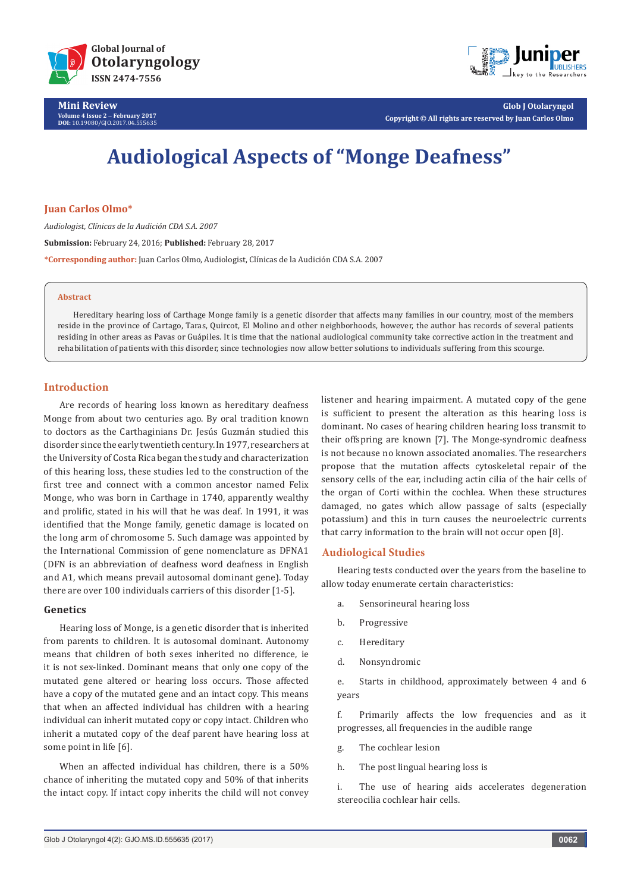Mini Review

Volume 4 Issue 2 – February 2017
DOI: 10.19080/GJO.2017.04.555635

Copyright © All rights are reserved by Juan Carlos Olmo

# Audiological Aspects of "Monge Deafness"

**Juan Carlos Olmo***

*Audiologist, Clínicas de la Audición CDA S.A. 2007*

**Submission:** February 24, 2016; **Published:** February 28, 2017

***Corresponding author:** Juan Carlos Olmo, Audiologist, Clínicas de la Audición CDA S.A. 2007

**Abstract**

Hereditary hearing loss of Carthage Monge family is a genetic disorder that affects many families in our country, most of the members reside in the province of Cartago, Taras, Quircot, El Molino and other neighborhoods, however, the author has records of several patients residing in other areas as Pavas or Guápiles. It is time that the national audiological community take corrective action in the treatment and rehabilitation of patients with this disorder, since technologies now allow better solutions to individuals suffering from this scourge.

## Introduction

Are records of hearing loss known as hereditary deafness Monge from about two centuries ago. By oral tradition known to doctors as the Carthaginians Dr. Jesús Guzmán studied this disorder since the early twentieth century. In 1977, researchers at the University of Costa Rica began the study and characterization of this hearing loss, these studies led to the construction of the first tree and connect with a common ancestor named Felix Monge, who was born in Carthage in 1740, apparently wealthy and prolific, stated in his will that he was deaf. In 1991, it was identified that the Monge family, genetic damage is located on the long arm of chromosome 5. Such damage was appointed by the International Commission of gene nomenclature as DFNA1 (DFN is an abbreviation of deafness word deafness in English and A1, which means prevail autosomal dominant gene). Today there are over 100 individuals carriers of this disorder [1-5].

### Genetics

Hearing loss of Monge, is a genetic disorder that is inherited from parents to children. It is autosomal dominant. Autonomy means that children of both sexes inherited no difference, ie it is not sex-linked. Dominant means that only one copy of the mutated gene altered or hearing loss occurs. Those affected have a copy of the mutated gene and an intact copy. This means that when an affected individual has children with a hearing individual can inherit mutated copy or copy intact. Children who inherit a mutated copy of the deaf parent have hearing loss at some point in life [6].

When an affected individual has children, there is a 50% chance of inheriting the mutated copy and 50% of that inherits the intact copy. If intact copy inherits the child will not convey listener and hearing impairment. A mutated copy of the gene is sufficient to present the alteration as this hearing loss is dominant. No cases of hearing children hearing loss transmit to their offspring are known [7]. The Monge-syndromic deafness is not because no known associated anomalies. The researchers propose that the mutation affects cytoskeletal repair of the sensory cells of the ear, including actin cilia of the hair cells of the organ of Corti within the cochlea. When these structures damaged, no gates which allow passage of salts (especially potassium) and this in turn causes the neuroelectric currents that carry information to the brain will not occur open [8].

## Audiological Studies

Hearing tests conducted over the years from the baseline to allow today enumerate certain characteristics:

a. Sensorineural hearing loss

b. Progressive

c. Hereditary

d. Nonsyndromic

e. Starts in childhood, approximately between 4 and 6 years

f. Primarily affects the low frequencies and as it progresses, all frequencies in the audible range

g. The cochlear lesion

h. The post lingual hearing loss is

i. The use of hearing aids accelerates degeneration stereocilia cochlear hair cells.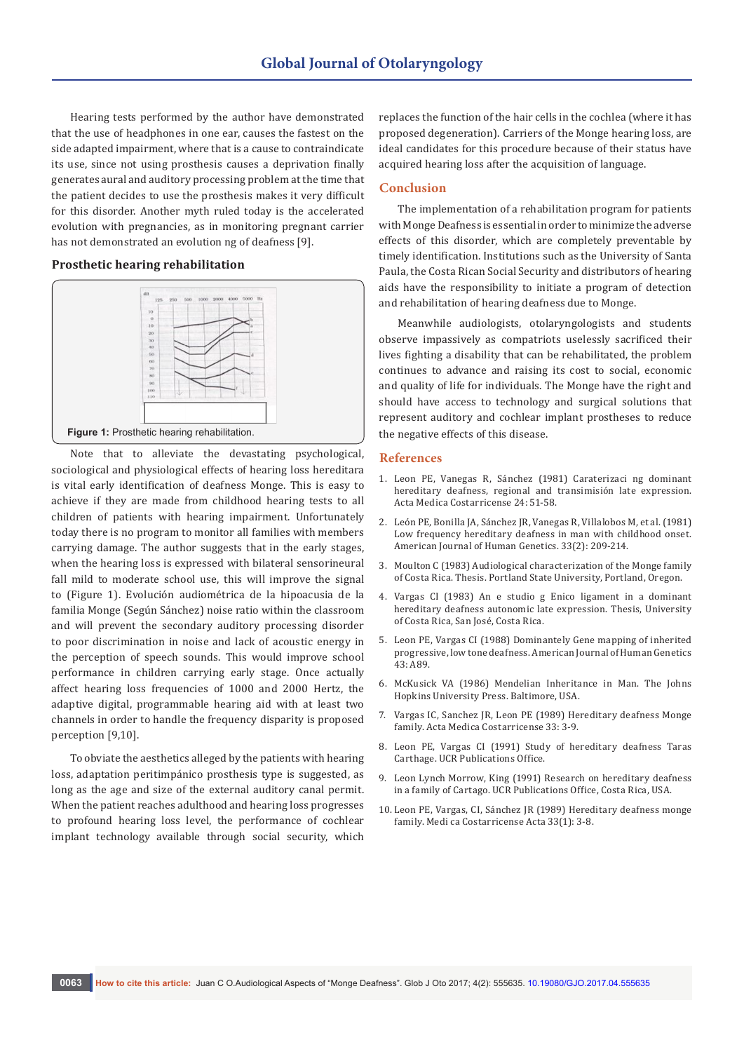Hearing tests performed by the author have demonstrated that the use of headphones in one ear, causes the fastest on the side adapted impairment, where that is a cause to contraindicate its use, since not using prosthesis causes a deprivation finally generates aural and auditory processing problem at the time that the patient decides to use the prosthesis makes it very difficult for this disorder. Another myth ruled today is the accelerated evolution with pregnancies, as in monitoring pregnant carrier has not demonstrated an evolution ng of deafness [9].

### Prosthetic hearing rehabilitation

**Figure 1:** Prosthetic hearing rehabilitation.

Note that to alleviate the devastating psychological, sociological and physiological effects of hearing loss hereditara is vital early identification of deafness Monge. This is easy to achieve if they are made from childhood hearing tests to all children of patients with hearing impairment. Unfortunately today there is no program to monitor all families with members carrying damage. The author suggests that in the early stages, when the hearing loss is expressed with bilateral sensorineural fall mild to moderate school use, this will improve the signal to (Figure 1). Evolución audiométrica de la hipoacusia de la familia Monge (Según Sánchez) noise ratio within the classroom and will prevent the secondary auditory processing disorder to poor discrimination in noise and lack of acoustic energy in the perception of speech sounds. This would improve school performance in children carrying early stage. Once actually affect hearing loss frequencies of 1000 and 2000 Hertz, the adaptive digital, programmable hearing aid with at least two channels in order to handle the frequency disparity is proposed perception [9,10].

To obviate the aesthetics alleged by the patients with hearing loss, adaptation peritimpánico prosthesis type is suggested, as long as the age and size of the external auditory canal permit. When the patient reaches adulthood and hearing loss progresses to profound hearing loss level, the performance of cochlear implant technology available through social security, which replaces the function of the hair cells in the cochlea (where it has proposed degeneration). Carriers of the Monge hearing loss, are ideal candidates for this procedure because of their status have acquired hearing loss after the acquisition of language.

## Conclusion

The implementation of a rehabilitation program for patients with Monge Deafness is essential in order to minimize the adverse effects of this disorder, which are completely preventable by timely identification. Institutions such as the University of Santa Paula, the Costa Rican Social Security and distributors of hearing aids have the responsibility to initiate a program of detection and rehabilitation of hearing deafness due to Monge.

Meanwhile audiologists, otolaryngologists and students observe impassively as compatriots uselessly sacrificed their lives fighting a disability that can be rehabilitated, the problem continues to advance and raising its cost to social, economic and quality of life for individuals. The Monge have the right and should have access to technology and surgical solutions that represent auditory and cochlear implant prostheses to reduce the negative effects of this disease.

## References

1. Leon PE, Vanegas R, Sánchez (1981) Caraterizaci ng dominant hereditary deafness, regional and transimisión late expression. Acta Medica Costarricense 24: 51-58.
2. León PE, Bonilla JA, Sánchez JR, Vanegas R, Villalobos M, et al. (1981) Low frequency hereditary deafness in man with childhood onset. American Journal of Human Genetics. 33(2): 209-214.
3. Moulton C (1983) Audiological characterization of the Monge family of Costa Rica. Thesis. Portland State University, Portland, Oregon.
4. Vargas CI (1983) An e studio g Enico ligament in a dominant hereditary deafness autonomic late expression. Thesis, University of Costa Rica, San José, Costa Rica.
5. Leon PE, Vargas CI (1988) Dominantely Gene mapping of inherited progressive, low tone deafness. American Journal of Human Genetics 43: A89.
6. McKusick VA (1986) Mendelian Inheritance in Man. The Johns Hopkins University Press. Baltimore, USA.
7. Vargas IC, Sanchez JR, Leon PE (1989) Hereditary deafness Monge family. Acta Medica Costarricense 33: 3-9.
8. Leon PE, Vargas CI (1991) Study of hereditary deafness Taras Carthage. UCR Publications Office.
9. Leon Lynch Morrow, King (1991) Research on hereditary deafness in a family of Cartago. UCR Publications Office, Costa Rica, USA.
10. Leon PE, Vargas, CI, Sánchez JR (1989) Hereditary deafness monge family. Medi ca Costarricense Acta 33(1): 3-8.

**How to cite this article:** Juan C O.Audiological Aspects of "Monge Deafness". Glob J Oto 2017; 4(2): 555635. 10.19080/GJO.2017.04.555635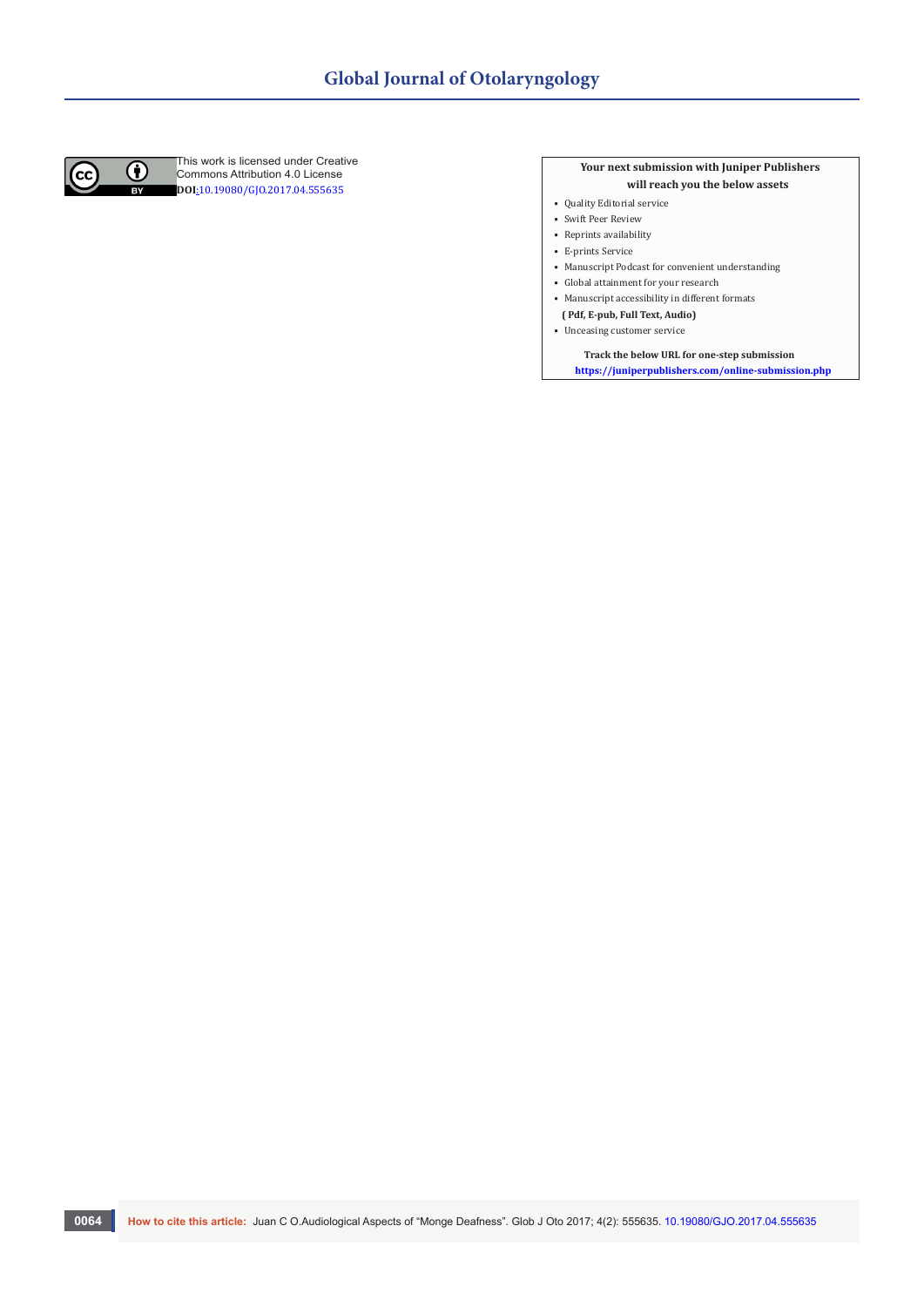This work is licensed under Creative Commons Attribution 4.0 License
**DOI:** 10.19080/GJO.2017.04.555635

**Your next submission with Juniper Publishers will reach you the below assets**

- Quality Editorial service
- Swift Peer Review
- Reprints availability
- E-prints Service
- Manuscript Podcast for convenient understanding
- Global attainment for your research
- Manuscript accessibility in different formats
  **( Pdf, E-pub, Full Text, Audio)**
- Unceasing customer service

**Track the below URL for one-step submission**
**https://juniperpublishers.com/online-submission.php**

**How to cite this article:** Juan C O.Audiological Aspects of "Monge Deafness". Glob J Oto 2017; 4(2): 555635. 10.19080/GJO.2017.04.555635